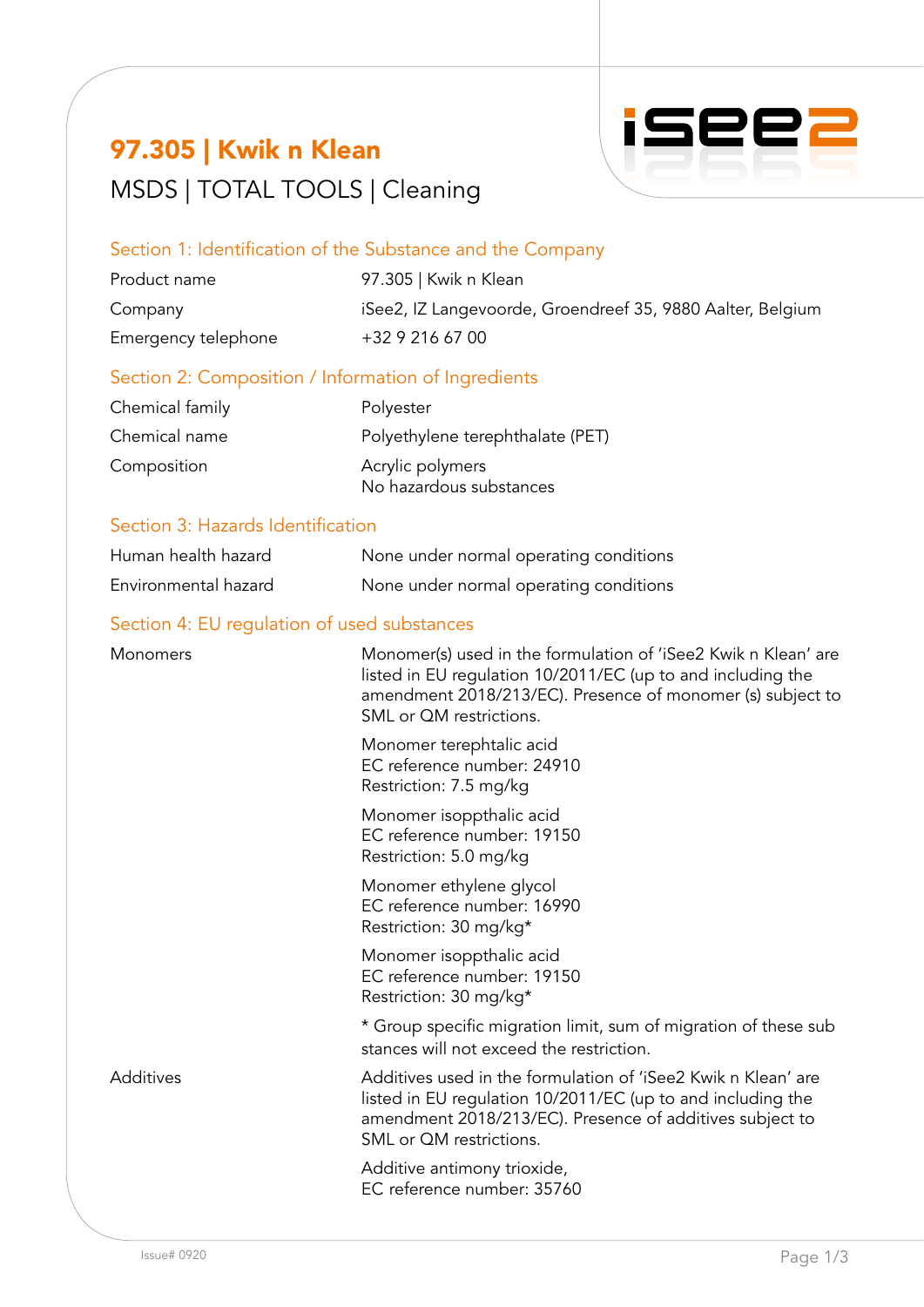# 97.305 | Kwik n Klean

MSDS | TOTAL TOOLS | Cleaning

## Section 1: Identification of the Substance and the Company

| | |
|---|---|
| Product name | 97.305 \| Kwik n Klean |
| Company | iSee2, IZ Langevoorde, Groendreef 35, 9880 Aalter, Belgium |
| Emergency telephone | +32 9 216 67 00 |

## Section 2: Composition / Information of Ingredients

| | |
|---|---|
| Chemical family | Polyester |
| Chemical name | Polyethylene terephthalate (PET) |
| Composition | Acrylic polymers<br>No hazardous substances |

## Section 3: Hazards Identification

| | |
|---|---|
| Human health hazard | None under normal operating conditions |
| Environmental hazard | None under normal operating conditions |

## Section 4: EU regulation of used substances

**Monomers**

Monomer(s) used in the formulation of 'iSee2 Kwik n Klean' are listed in EU regulation 10/2011/EC (up to and including the amendment 2018/213/EC). Presence of monomer (s) subject to SML or QM restrictions.

Monomer terephtalic acid
EC reference number: 24910
Restriction: 7.5 mg/kg

Monomer isoppthalic acid
EC reference number: 19150
Restriction: 5.0 mg/kg

Monomer ethylene glycol
EC reference number: 16990
Restriction: 30 mg/kg*

Monomer isoppthalic acid
EC reference number: 19150
Restriction: 30 mg/kg*

* Group specific migration limit, sum of migration of these sub stances will not exceed the restriction.

**Additives**

Additives used in the formulation of 'iSee2 Kwik n Klean' are listed in EU regulation 10/2011/EC (up to and including the amendment 2018/213/EC). Presence of additives subject to SML or QM restrictions.

Additive antimony trioxide,
EC reference number: 35760

Issue# 0920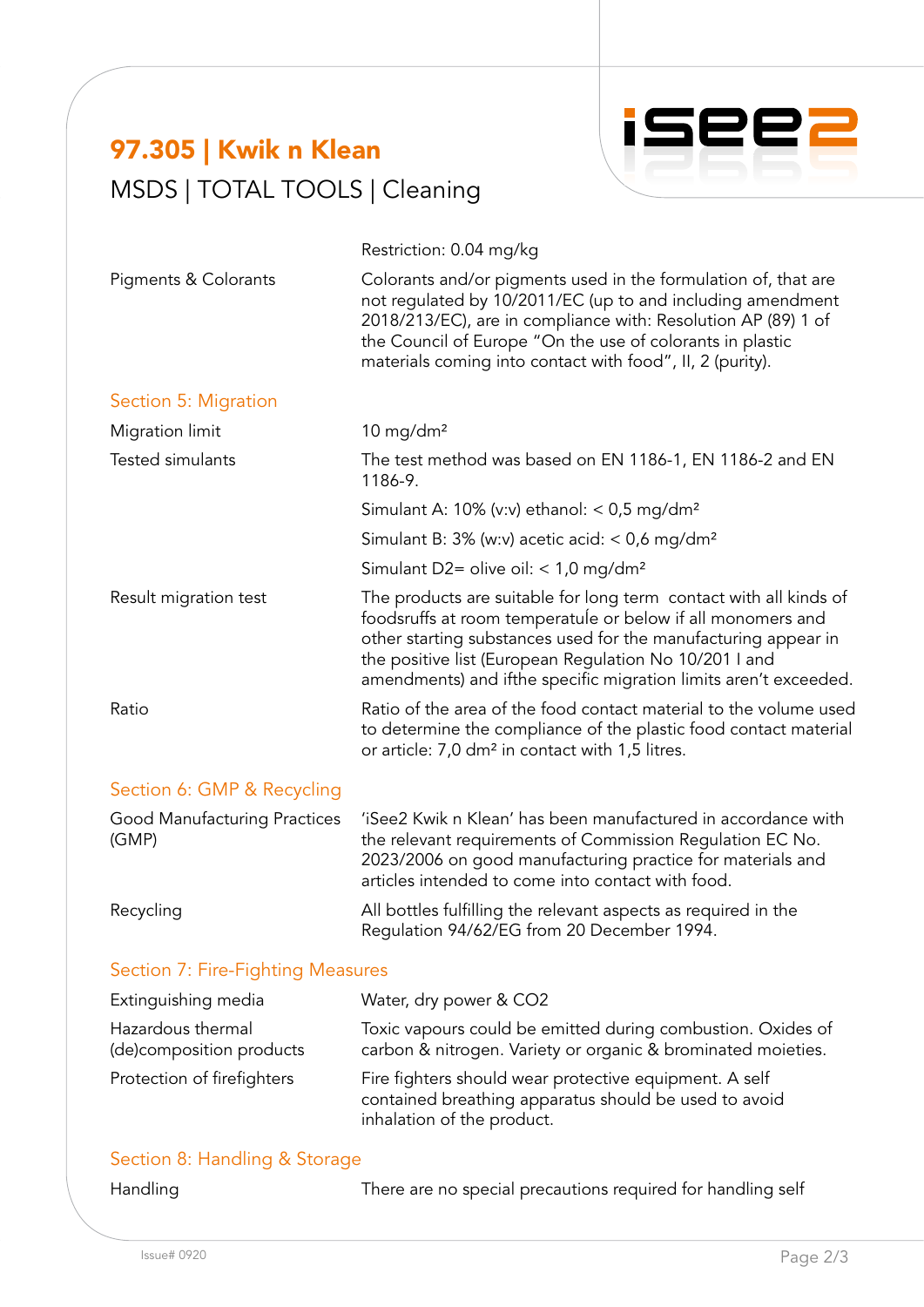# 97.305 | Kwik n Klean

MSDS | TOTAL TOOLS | Cleaning

| | |
|---|---|
| | Restriction: 0.04 mg/kg |
| Pigments & Colorants | Colorants and/or pigments used in the formulation of, that are not regulated by 10/2011/EC (up to and including amendment 2018/213/EC), are in compliance with: Resolution AP (89) 1 of the Council of Europe "On the use of colorants in plastic materials coming into contact with food", II, 2 (purity). |

## Section 5: Migration

| | |
|---|---|
| Migration limit | 10 mg/dm² |
| Tested simulants | The test method was based on EN 1186-1, EN 1186-2 and EN 1186-9. |
| | Simulant A: 10% (v:v) ethanol: < 0,5 mg/dm² |
| | Simulant B: 3% (w:v) acetic acid: < 0,6 mg/dm² |
| | Simulant D2= olive oil: < 1,0 mg/dm² |
| Result migration test | The products are suitable for long term contact with all kinds of foodsruffs at room temperatuſe or below if all monomers and other starting substances used for the manufacturing appear in the positive list (European Regulation No 10/201 I and amendments) and ifthe specific migration limits aren't exceeded. |
| Ratio | Ratio of the area of the food contact material to the volume used to determine the compliance of the plastic food contact material or article: 7,0 dm² in contact with 1,5 litres. |

## Section 6: GMP & Recycling

| | |
|---|---|
| Good Manufacturing Practices (GMP) | 'iSee2 Kwik n Klean' has been manufactured in accordance with the relevant requirements of Commission Regulation EC No. 2023/2006 on good manufacturing practice for materials and articles intended to come into contact with food. |
| Recycling | All bottles fulfilling the relevant aspects as required in the Regulation 94/62/EG from 20 December 1994. |

## Section 7: Fire-Fighting Measures

| | |
|---|---|
| Extinguishing media | Water, dry power & CO2 |
| Hazardous thermal (de)composition products | Toxic vapours could be emitted during combustion. Oxides of carbon & nitrogen. Variety or organic & brominated moieties. |
| Protection of firefighters | Fire fighters should wear protective equipment. A self contained breathing apparatus should be used to avoid inhalation of the product. |

## Section 8: Handling & Storage

| | |
|---|---|
| Handling | There are no special precautions required for handling self |

Issue# 0920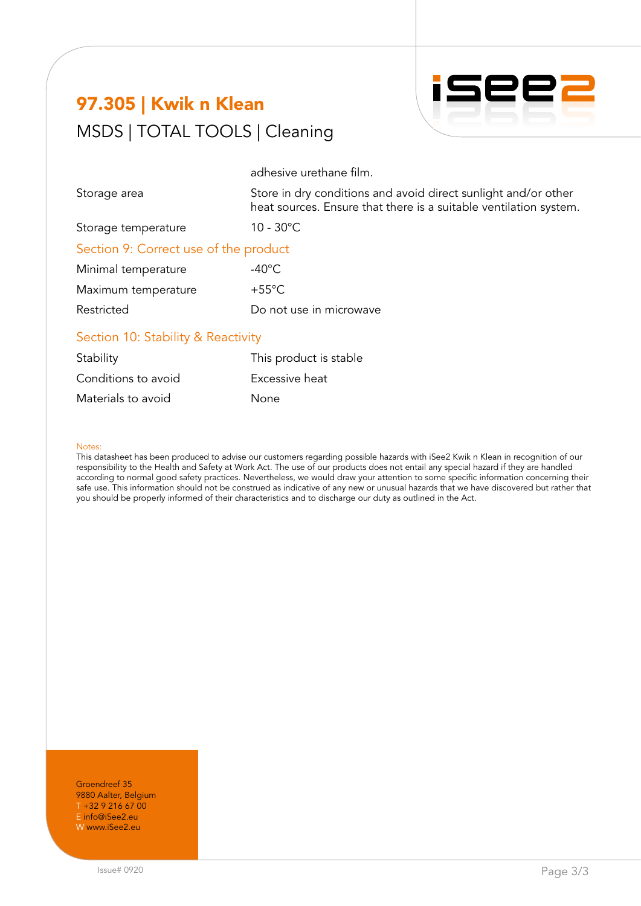# 97.305 | Kwik n Klean

MSDS | TOTAL TOOLS | Cleaning

| | |
|---|---|
| | adhesive urethane film. |
| Storage area | Store in dry conditions and avoid direct sunlight and/or other heat sources. Ensure that there is a suitable ventilation system. |
| Storage temperature | 10 - 30°C |

## Section 9: Correct use of the product

| | |
|---|---|
| Minimal temperature | -40°C |
| Maximum temperature | +55°C |
| Restricted | Do not use in microwave |

## Section 10: Stability & Reactivity

| | |
|---|---|
| Stability | This product is stable |
| Conditions to avoid | Excessive heat |
| Materials to avoid | None |

Notes:
This datasheet has been produced to advise our customers regarding possible hazards with iSee2 Kwik n Klean in recognition of our responsibility to the Health and Safety at Work Act. The use of our products does not entail any special hazard if they are handled according to normal good safety practices. Nevertheless, we would draw your attention to some specific information concerning their safe use. This information should not be construed as indicative of any new or unusual hazards that we have discovered but rather that you should be properly informed of their characteristics and to discharge our duty as outlined in the Act.

Groendreef 35
9880 Aalter, Belgium
T +32 9 216 67 00
E info@iSee2.eu
W www.iSee2.eu

Issue# 0920